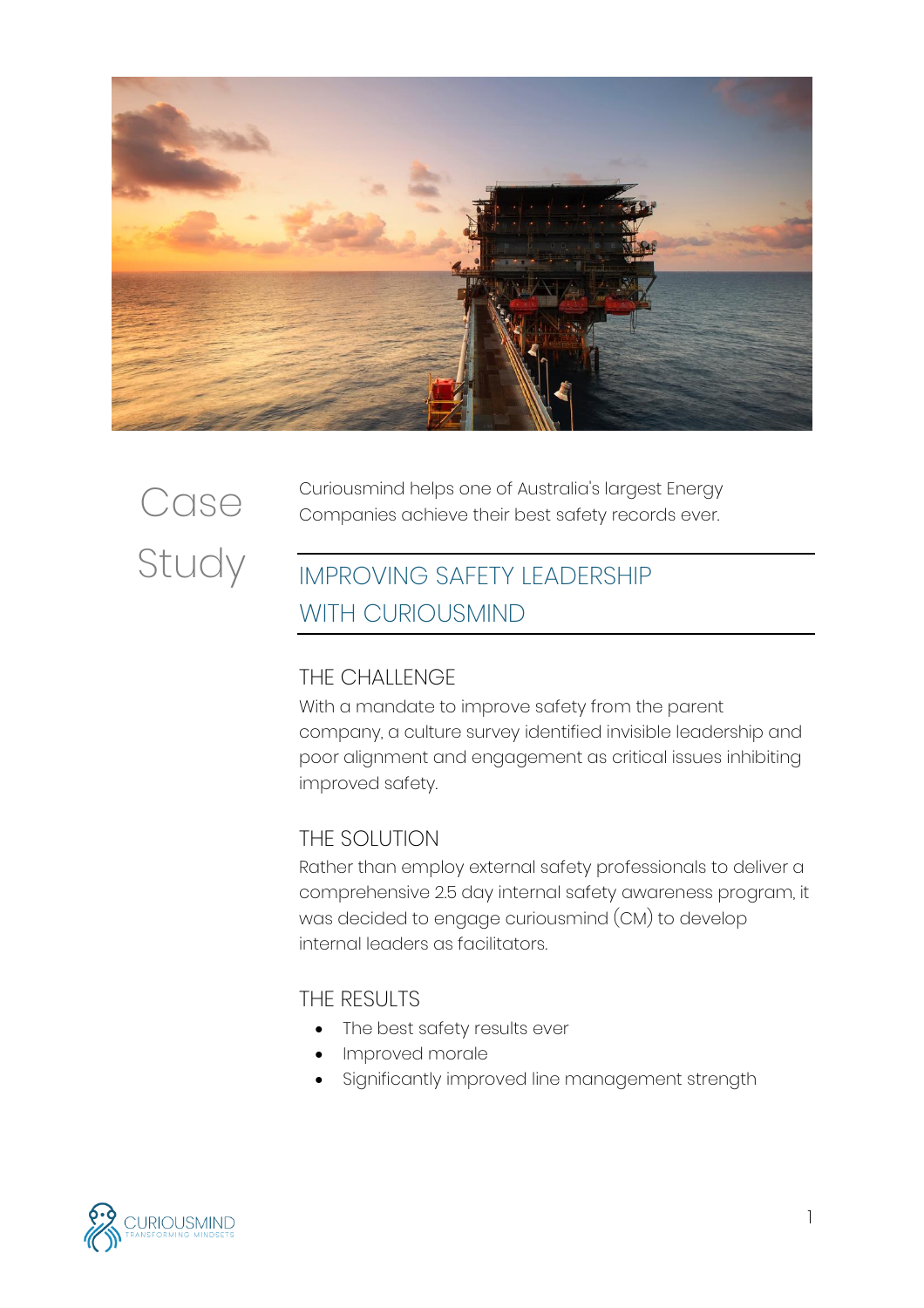# Case Study

Curiousmind helps one of Australia's largest Energy Companies achieve their best safety records ever.

## IMPROVING SAFETY LEADERSHIP WITH CURIOUSMIND

### THE CHALLENGE

With a mandate to improve safety from the parent company, a culture survey identified invisible leadership and poor alignment and engagement as critical issues inhibiting improved safety.

### THE SOLUTION

Rather than employ external safety professionals to deliver a comprehensive 2.5 day internal safety awareness program, it was decided to engage curiousmind (CM) to develop internal leaders as facilitators.

### THE RESULTS

- The best safety results ever
- Improved morale
- Significantly improved line management strength

CURIOUSMIND
TRANSFORMING MINDSETS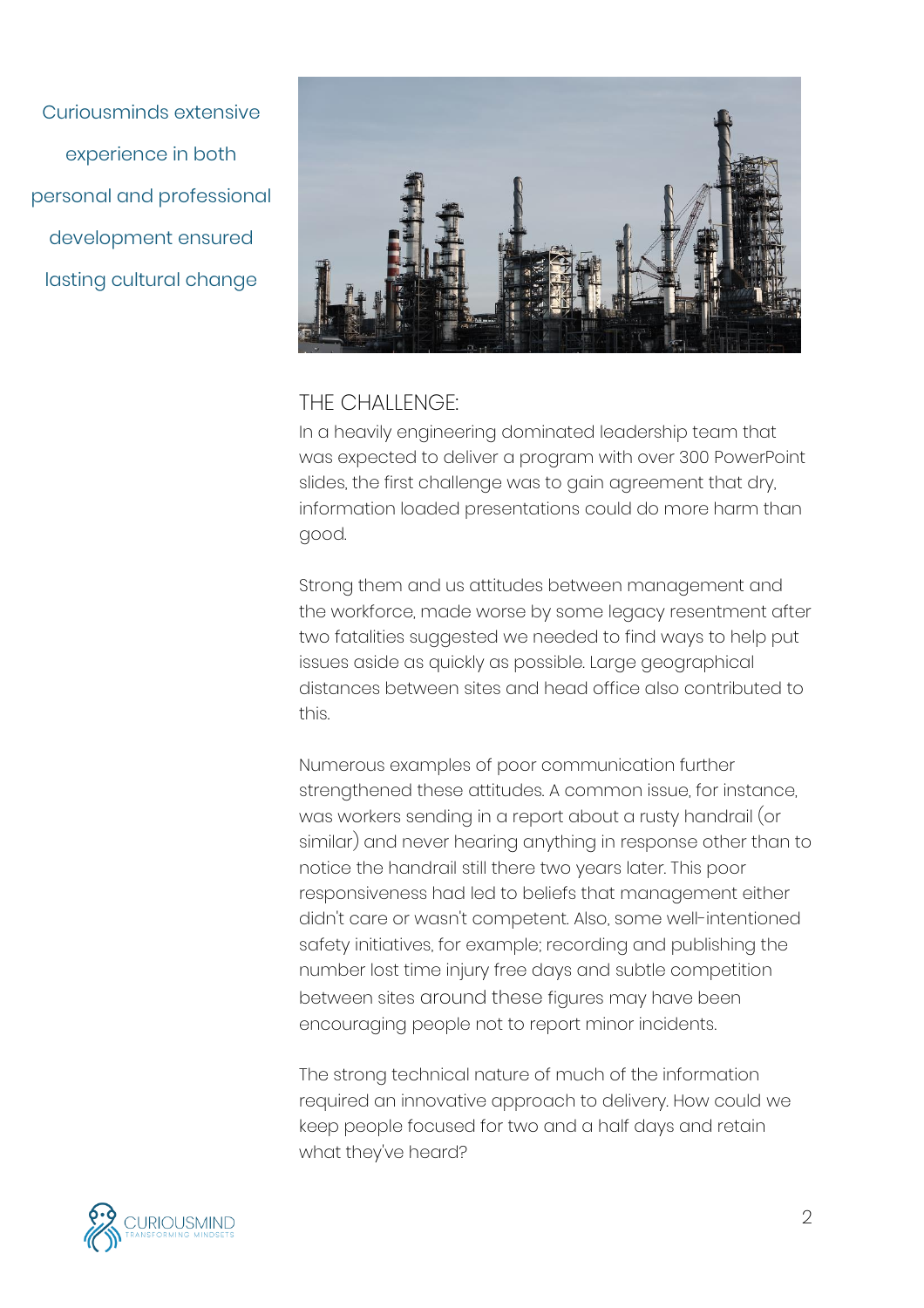Curiousminds extensive experience in both personal and professional development ensured lasting cultural change

## THE CHALLENGE:

In a heavily engineering dominated leadership team that was expected to deliver a program with over 300 PowerPoint slides, the first challenge was to gain agreement that dry, information loaded presentations could do more harm than good.

Strong them and us attitudes between management and the workforce, made worse by some legacy resentment after two fatalities suggested we needed to find ways to help put issues aside as quickly as possible. Large geographical distances between sites and head office also contributed to this.

Numerous examples of poor communication further strengthened these attitudes. A common issue, for instance, was workers sending in a report about a rusty handrail (or similar) and never hearing anything in response other than to notice the handrail still there two years later. This poor responsiveness had led to beliefs that management either didn't care or wasn't competent. Also, some well-intentioned safety initiatives, for example; recording and publishing the number lost time injury free days and subtle competition between sites around these figures may have been encouraging people not to report minor incidents.

The strong technical nature of much of the information required an innovative approach to delivery. How could we keep people focused for two and a half days and retain what they've heard?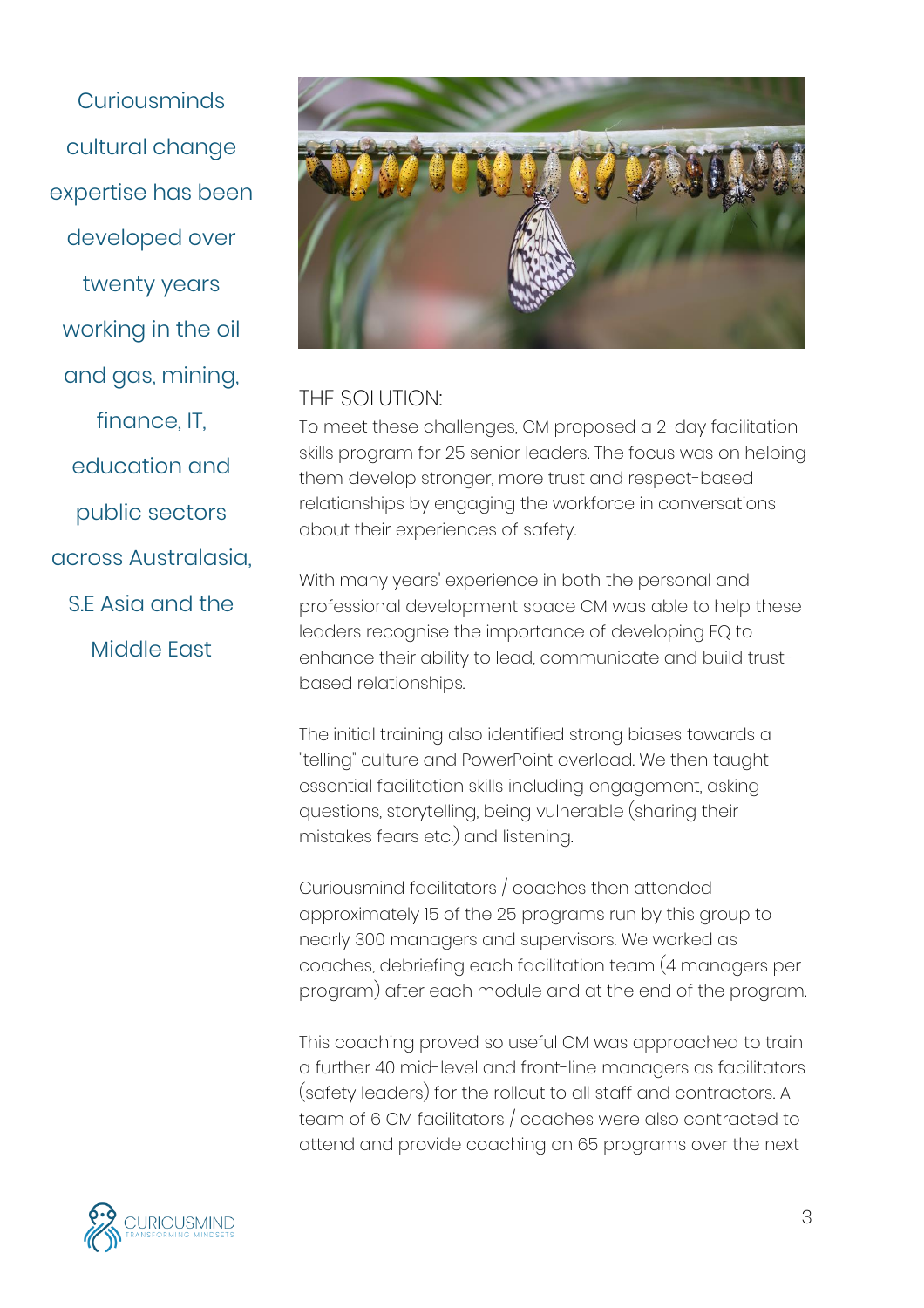Curiousminds cultural change expertise has been developed over twenty years working in the oil and gas, mining, finance, IT, education and public sectors across Australasia, S.E Asia and the Middle East

THE SOLUTION:

To meet these challenges, CM proposed a 2-day facilitation skills program for 25 senior leaders. The focus was on helping them develop stronger, more trust and respect-based relationships by engaging the workforce in conversations about their experiences of safety.

With many years' experience in both the personal and professional development space CM was able to help these leaders recognise the importance of developing EQ to enhance their ability to lead, communicate and build trust-based relationships.

The initial training also identified strong biases towards a "telling" culture and PowerPoint overload. We then taught essential facilitation skills including engagement, asking questions, storytelling, being vulnerable (sharing their mistakes fears etc.) and listening.

Curiousmind facilitators / coaches then attended approximately 15 of the 25 programs run by this group to nearly 300 managers and supervisors. We worked as coaches, debriefing each facilitation team (4 managers per program) after each module and at the end of the program.

This coaching proved so useful CM was approached to train a further 40 mid-level and front-line managers as facilitators (safety leaders) for the rollout to all staff and contractors. A team of 6 CM facilitators / coaches were also contracted to attend and provide coaching on 65 programs over the next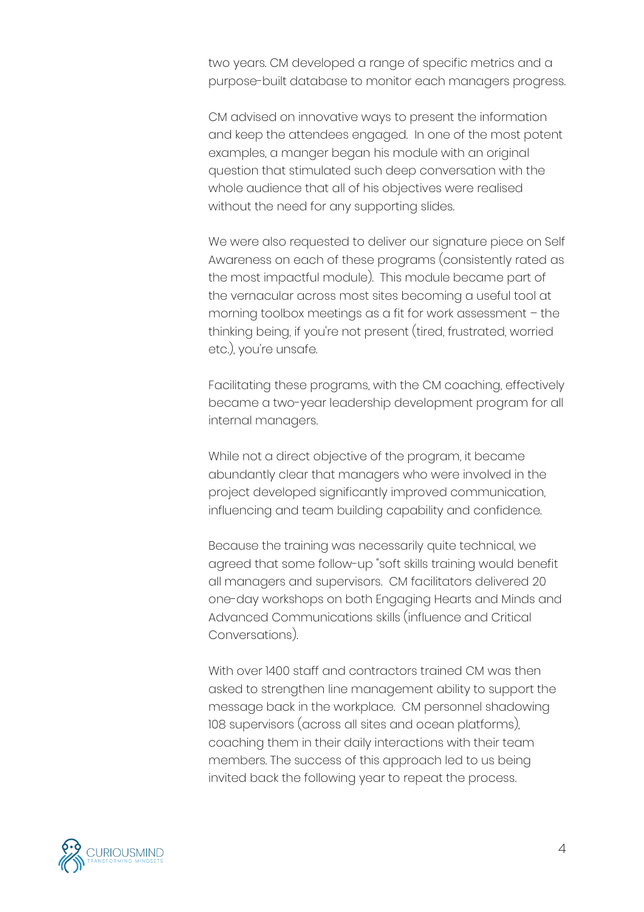two years. CM developed a range of specific metrics and a purpose-built database to monitor each managers progress.

CM advised on innovative ways to present the information and keep the attendees engaged.  In one of the most potent examples, a manger began his module with an original question that stimulated such deep conversation with the whole audience that all of his objectives were realised without the need for any supporting slides.

We were also requested to deliver our signature piece on Self Awareness on each of these programs (consistently rated as the most impactful module).  This module became part of the vernacular across most sites becoming a useful tool at morning toolbox meetings as a fit for work assessment – the thinking being, if you're not present (tired, frustrated, worried etc.), you're unsafe.

Facilitating these programs, with the CM coaching, effectively became a two-year leadership development program for all internal managers.

While not a direct objective of the program, it became abundantly clear that managers who were involved in the project developed significantly improved communication, influencing and team building capability and confidence.

Because the training was necessarily quite technical, we agreed that some follow-up "soft skills training would benefit all managers and supervisors.  CM facilitators delivered 20 one-day workshops on both Engaging Hearts and Minds and Advanced Communications skills (influence and Critical Conversations).

With over 1400 staff and contractors trained CM was then asked to strengthen line management ability to support the message back in the workplace.  CM personnel shadowing 108 supervisors (across all sites and ocean platforms), coaching them in their daily interactions with their team members. The success of this approach led to us being invited back the following year to repeat the process.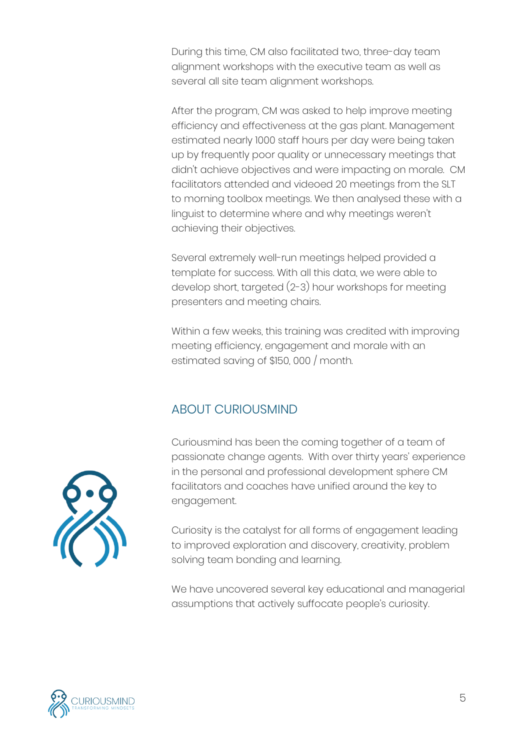During this time, CM also facilitated two, three-day team alignment workshops with the executive team as well as several all site team alignment workshops.

After the program, CM was asked to help improve meeting efficiency and effectiveness at the gas plant. Management estimated nearly 1000 staff hours per day were being taken up by frequently poor quality or unnecessary meetings that didn't achieve objectives and were impacting on morale. CM facilitators attended and videoed 20 meetings from the SLT to morning toolbox meetings. We then analysed these with a linguist to determine where and why meetings weren't achieving their objectives.

Several extremely well-run meetings helped provided a template for success. With all this data, we were able to develop short, targeted (2-3) hour workshops for meeting presenters and meeting chairs.

Within a few weeks, this training was credited with improving meeting efficiency, engagement and morale with an estimated saving of $150, 000 / month.

## ABOUT CURIOUSMIND

Curiousmind has been the coming together of a team of passionate change agents. With over thirty years' experience in the personal and professional development sphere CM facilitators and coaches have unified around the key to engagement.

Curiosity is the catalyst for all forms of engagement leading to improved exploration and discovery, creativity, problem solving team bonding and learning.

We have uncovered several key educational and managerial assumptions that actively suffocate people's curiosity.